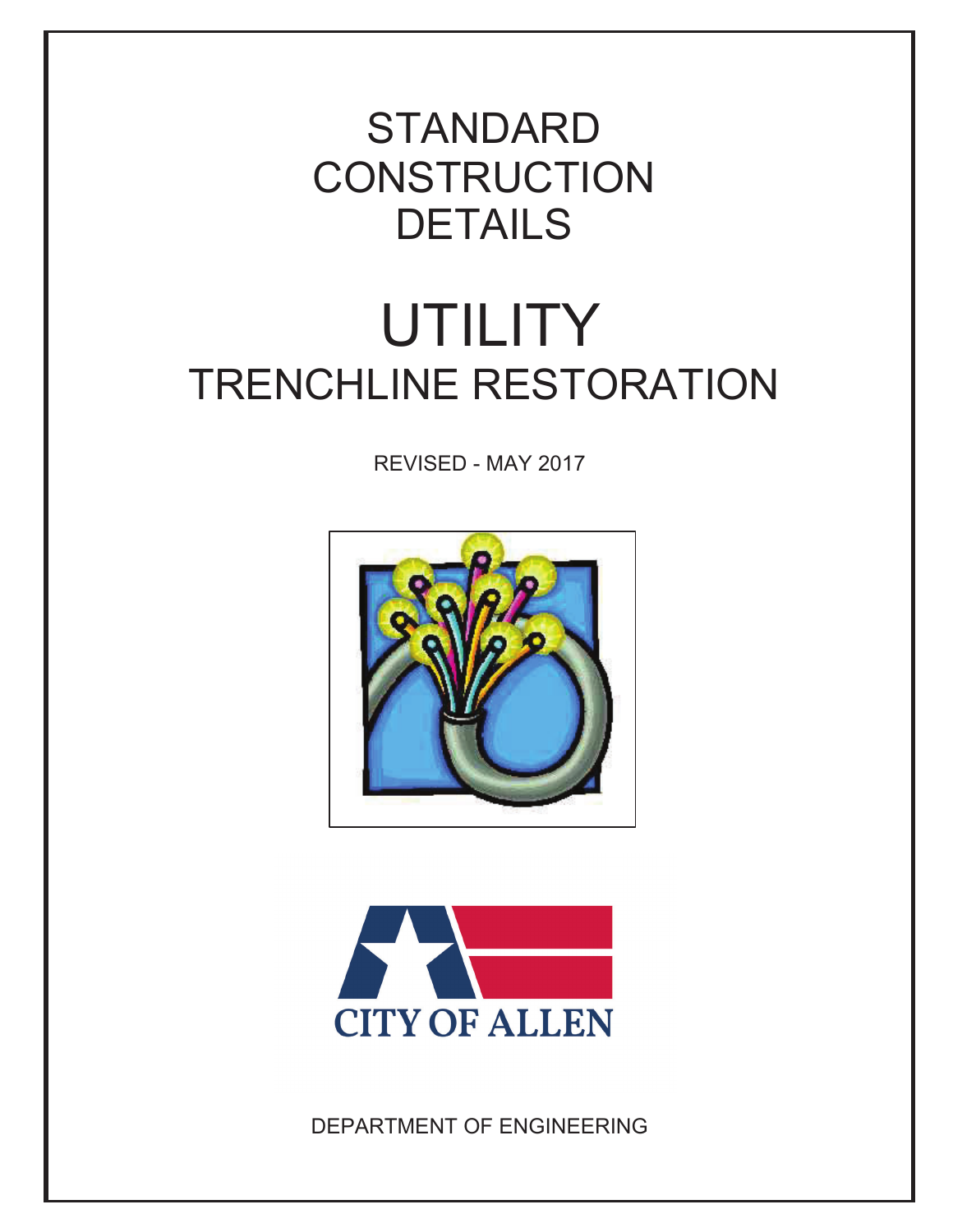# STANDARD CONSTRUCTION DETAILS

# UTILITY

## TRENCHLINE RESTORATION

REVISED - MAY 2017

CITY OF ALLEN

DEPARTMENT OF ENGINEERING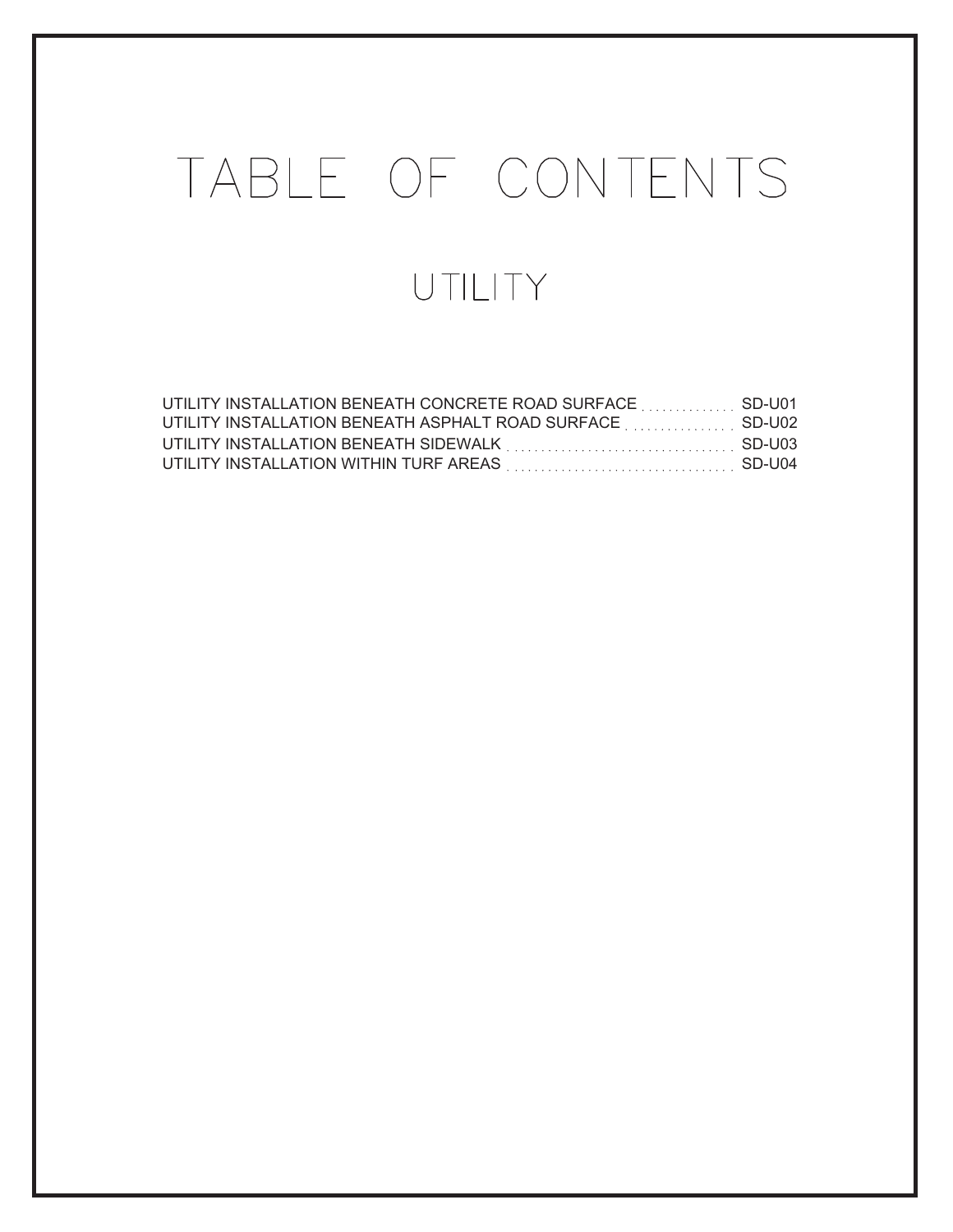# TABLE OF CONTENTS

## UTILITY

UTILITY INSTALLATION BENEATH CONCRETE ROAD SURFACE .............. SD-U01
UTILITY INSTALLATION BENEATH ASPHALT ROAD SURFACE ................ SD-U02
UTILITY INSTALLATION BENEATH SIDEWALK .................................. SD-U03
UTILITY INSTALLATION WITHIN TURF AREAS ................................. SD-U04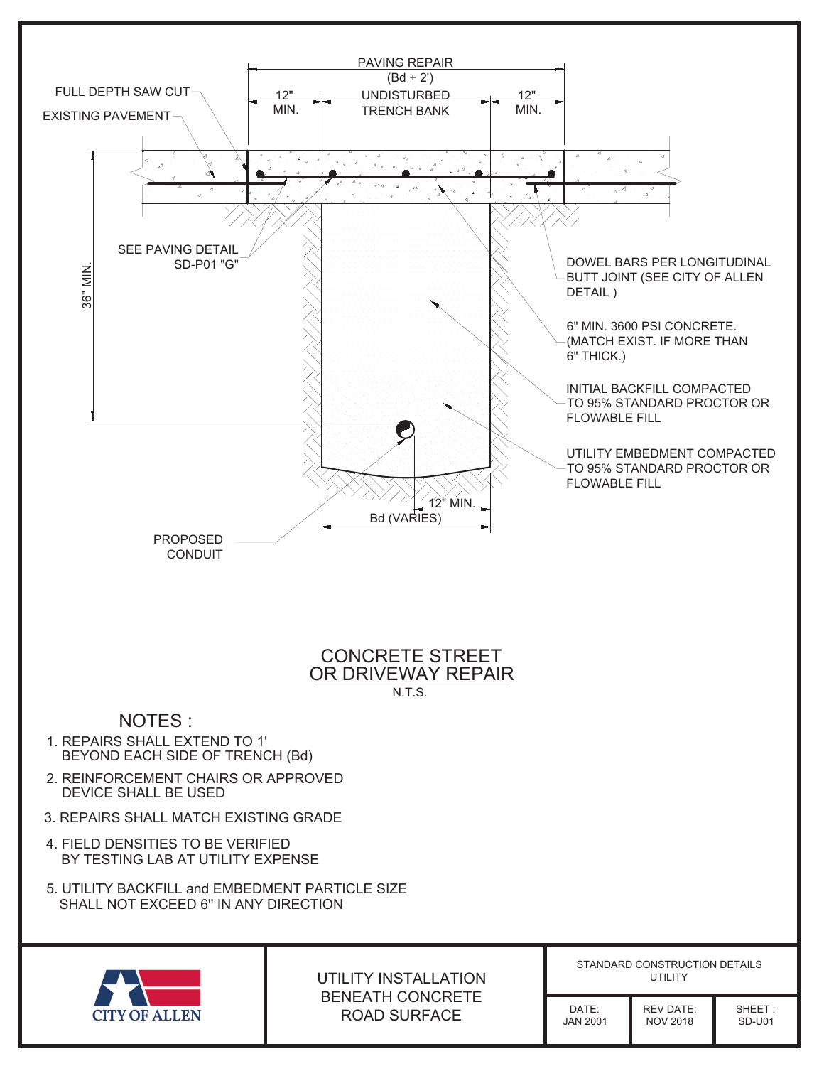PAVING REPAIR (Bd + 2')

FULL DEPTH SAW CUT

EXISTING PAVEMENT

12" MIN.

UNDISTURBED TRENCH BANK

12" MIN.

36" MIN.

SEE PAVING DETAIL SD-P01 "G"

DOWEL BARS PER LONGITUDINAL BUTT JOINT (SEE CITY OF ALLEN DETAIL )

6" MIN. 3600 PSI CONCRETE. (MATCH EXIST. IF MORE THAN 6" THICK.)

INITIAL BACKFILL COMPACTED TO 95% STANDARD PROCTOR OR FLOWABLE FILL

UTILITY EMBEDMENT COMPACTED TO 95% STANDARD PROCTOR OR FLOWABLE FILL

12" MIN.

Bd (VARIES)

PROPOSED CONDUIT

## CONCRETE STREET OR DRIVEWAY REPAIR

N.T.S.

## NOTES :

1. REPAIRS SHALL EXTEND TO 1' BEYOND EACH SIDE OF TRENCH (Bd)
2. REINFORCEMENT CHAIRS OR APPROVED DEVICE SHALL BE USED
3. REPAIRS SHALL MATCH EXISTING GRADE
4. FIELD DENSITIES TO BE VERIFIED BY TESTING LAB AT UTILITY EXPENSE
5. UTILITY BACKFILL and EMBEDMENT PARTICLE SIZE SHALL NOT EXCEED 6" IN ANY DIRECTION

| CITY OF ALLEN | UTILITY INSTALLATION BENEATH CONCRETE ROAD SURFACE | STANDARD CONSTRUCTION DETAILS UTILITY | | |
|---|---|---|---|---|
| | | DATE: JAN 2001 | REV DATE: NOV 2018 | SHEET : SD-U01 |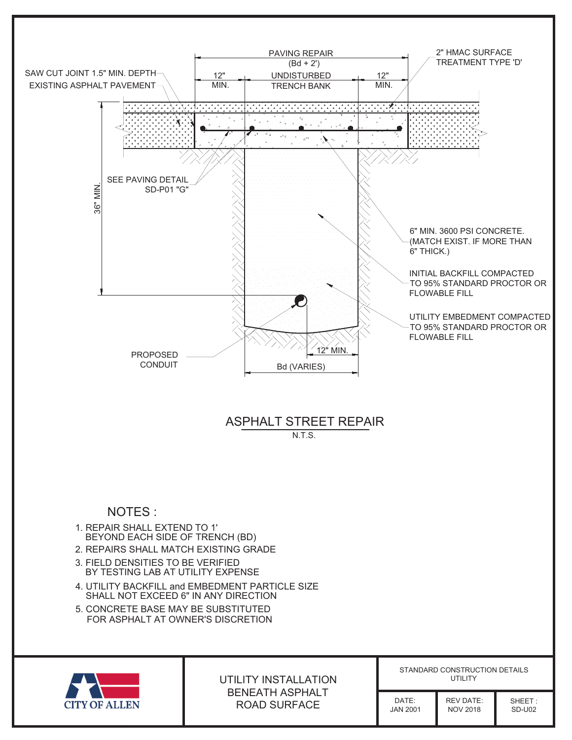PAVING REPAIR (Bd + 2')

2" HMAC SURFACE TREATMENT TYPE 'D'

SAW CUT JOINT 1.5" MIN. DEPTH

EXISTING ASPHALT PAVEMENT

12" MIN.

UNDISTURBED TRENCH BANK

12" MIN.

36" MIN.

SEE PAVING DETAIL SD-P01 "G"

6" MIN. 3600 PSI CONCRETE. (MATCH EXIST. IF MORE THAN 6" THICK.)

INITIAL BACKFILL COMPACTED TO 95% STANDARD PROCTOR OR FLOWABLE FILL

UTILITY EMBEDMENT COMPACTED TO 95% STANDARD PROCTOR OR FLOWABLE FILL

PROPOSED CONDUIT

12" MIN.

Bd (VARIES)

## ASPHALT STREET REPAIR

N.T.S.

## NOTES :

1. REPAIR SHALL EXTEND TO 1' BEYOND EACH SIDE OF TRENCH (BD)
2. REPAIRS SHALL MATCH EXISTING GRADE
3. FIELD DENSITIES TO BE VERIFIED BY TESTING LAB AT UTILITY EXPENSE
4. UTILITY BACKFILL and EMBEDMENT PARTICLE SIZE SHALL NOT EXCEED 6" IN ANY DIRECTION
5. CONCRETE BASE MAY BE SUBSTITUTED FOR ASPHALT AT OWNER'S DISCRETION

CITY OF ALLEN

UTILITY INSTALLATION BENEATH ASPHALT ROAD SURFACE

STANDARD CONSTRUCTION DETAILS UTILITY

| DATE: | REV DATE: | SHEET : |
|---|---|---|
| JAN 2001 | NOV 2018 | SD-U02 |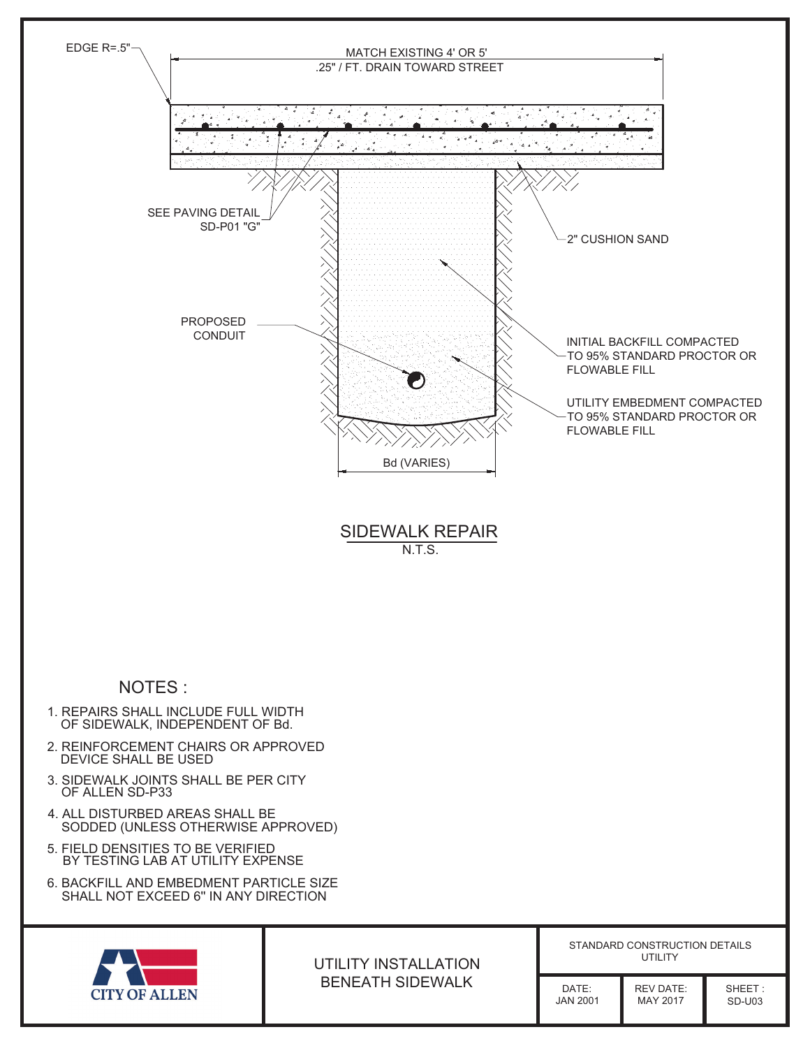EDGE R=.5"

MATCH EXISTING 4' OR 5'
.25" / FT. DRAIN TOWARD STREET

SEE PAVING DETAIL
SD-P01 "G"

2" CUSHION SAND

PROPOSED
CONDUIT

INITIAL BACKFILL COMPACTED
TO 95% STANDARD PROCTOR OR
FLOWABLE FILL

UTILITY EMBEDMENT COMPACTED
TO 95% STANDARD PROCTOR OR
FLOWABLE FILL

Bd (VARIES)

## SIDEWALK REPAIR

N.T.S.

### NOTES :

1. REPAIRS SHALL INCLUDE FULL WIDTH OF SIDEWALK, INDEPENDENT OF Bd.
2. REINFORCEMENT CHAIRS OR APPROVED DEVICE SHALL BE USED
3. SIDEWALK JOINTS SHALL BE PER CITY OF ALLEN SD-P33
4. ALL DISTURBED AREAS SHALL BE SODDED (UNLESS OTHERWISE APPROVED)
5. FIELD DENSITIES TO BE VERIFIED BY TESTING LAB AT UTILITY EXPENSE
6. BACKFILL AND EMBEDMENT PARTICLE SIZE SHALL NOT EXCEED 6" IN ANY DIRECTION

| CITY OF ALLEN | UTILITY INSTALLATION BENEATH SIDEWALK | STANDARD CONSTRUCTION DETAILS UTILITY | | |
|---|---|---|---|---|
| | | DATE: JAN 2001 | REV DATE: MAY 2017 | SHEET : SD-U03 |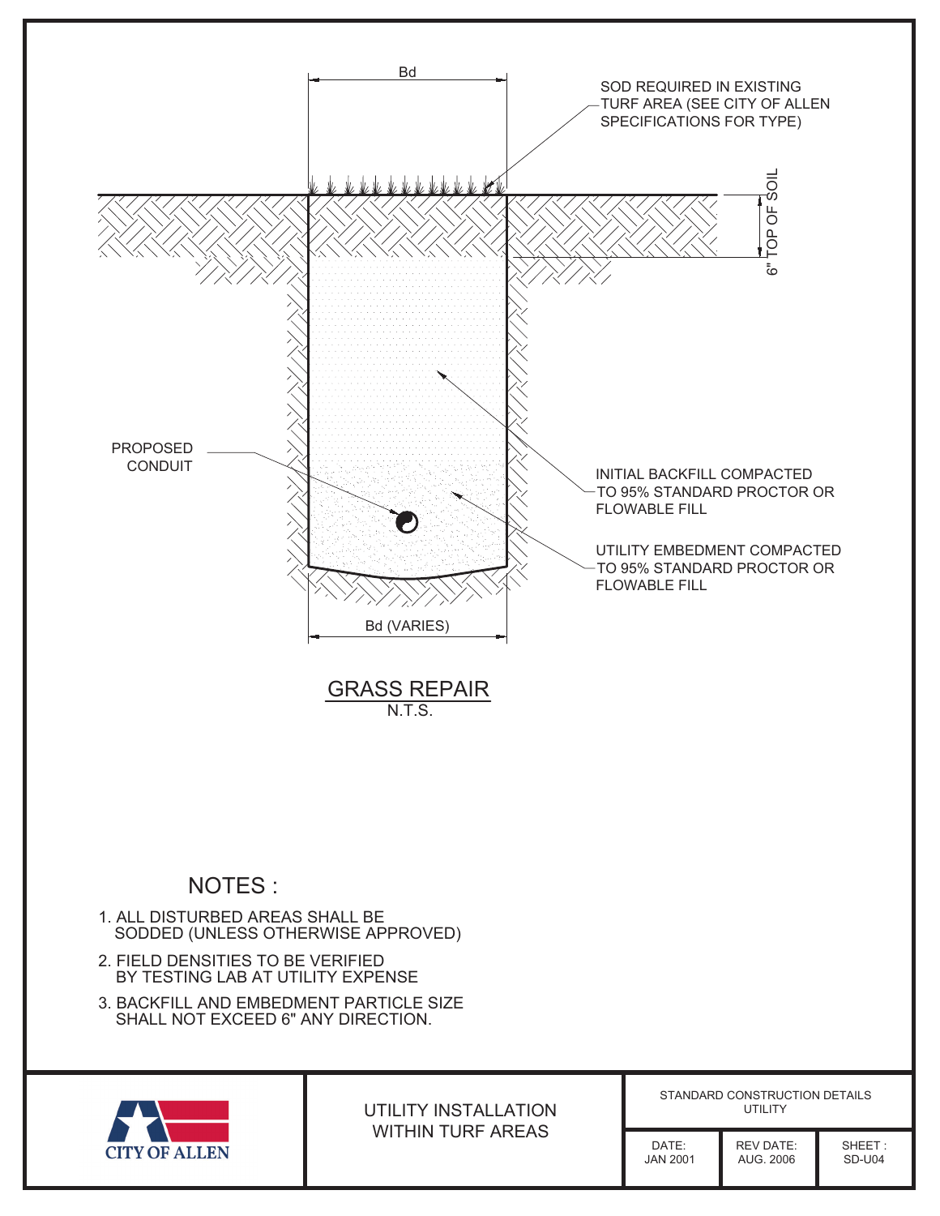Bd

SOD REQUIRED IN EXISTING TURF AREA (SEE CITY OF ALLEN SPECIFICATIONS FOR TYPE)

6" TOP OF SOIL

PROPOSED CONDUIT

INITIAL BACKFILL COMPACTED TO 95% STANDARD PROCTOR OR FLOWABLE FILL

UTILITY EMBEDMENT COMPACTED TO 95% STANDARD PROCTOR OR FLOWABLE FILL

Bd (VARIES)

GRASS REPAIR

N.T.S.

## NOTES :

1. ALL DISTURBED AREAS SHALL BE SODDED (UNLESS OTHERWISE APPROVED)
2. FIELD DENSITIES TO BE VERIFIED BY TESTING LAB AT UTILITY EXPENSE
3. BACKFILL AND EMBEDMENT PARTICLE SIZE SHALL NOT EXCEED 6" ANY DIRECTION.

| | | | | |
|---|---|---|---|---|
| CITY OF ALLEN | UTILITY INSTALLATION WITHIN TURF AREAS | STANDARD CONSTRUCTION DETAILS UTILITY | | |
| | | DATE: JAN 2001 | REV DATE: AUG. 2006 | SHEET : SD-U04 |